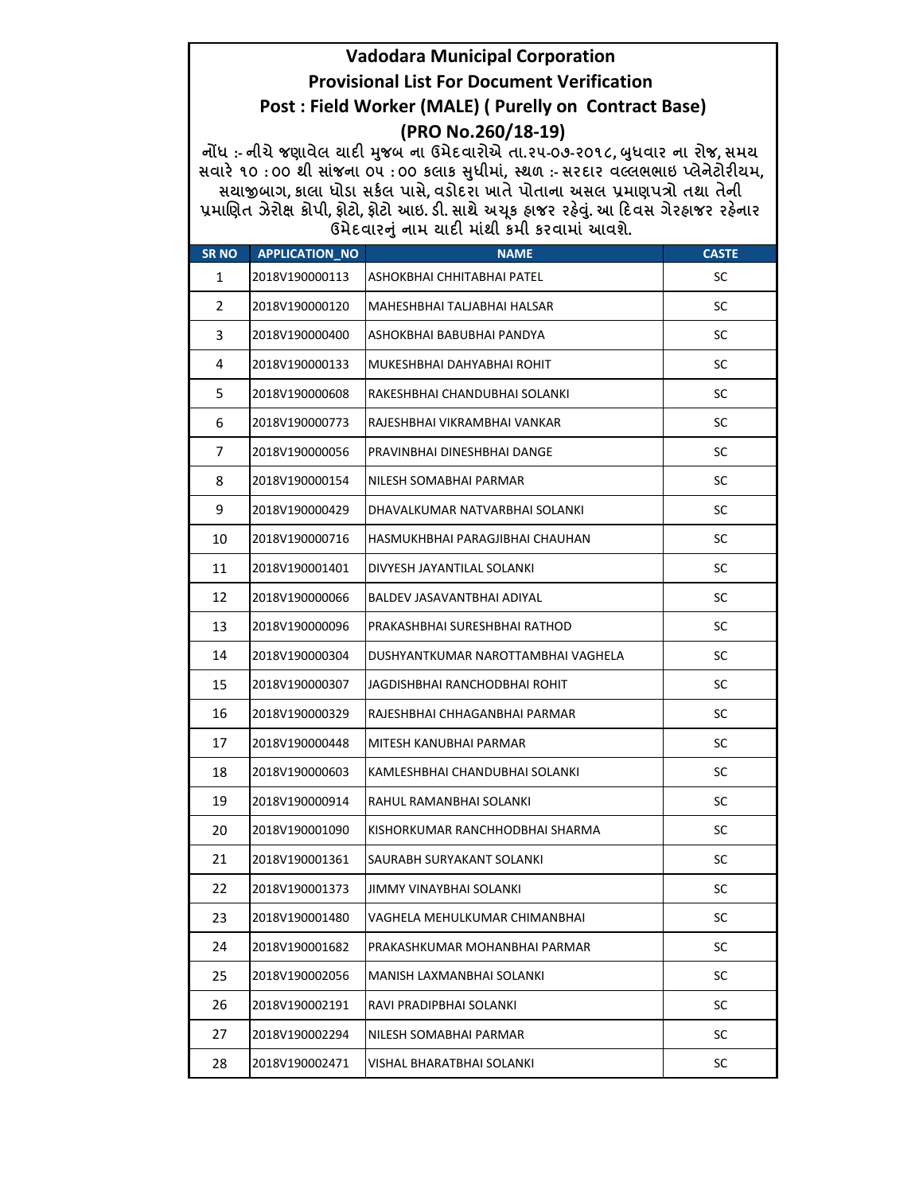# Vadodara Municipal Corporation

## Provisional List For Document Verification

## Post : Field Worker (MALE) ( Purelly on Contract Base)

## (PRO No.260/18-19)

નોંધ :- નીચે જણાવેલ યાદી મુજબ ના ઉમેદવારોએ તા.૨૫-૦૭-૨૦૧૮, બુધવાર ના રોજ, સમય સવારે ૧૦ :૦૦ થી સાંજના ૦૫ :૦૦ કલાક સુધીમાં, સ્થળ :- સરદાર વલ્લભભાઇ પ્લેનેટોરીયમ, સયાજીબાગ, કાલા ઘોડા સર્કલ પાસે, વડોદરા ખાતે પોતાના અસલ પ્રમાણપત્રો તથા તેની પ્રમાણિત ઝેરોક્ષ કોપી, ફોટો, ફોટો આઇ. ડી. સાથે અચૂક હાજર રહેવું. આ દિવસ ગેરહાજર રહેનાર ઉમેદવારનું નામ યાદી માંથી કમી કરવામાં આવશે.

| SR NO | APPLICATION_NO | NAME | CASTE |
|---|---|---|---|
| 1 | 2018V190000113 | ASHOKBHAI CHHITABHAI PATEL | SC |
| 2 | 2018V190000120 | MAHESHBHAI TALJABHAI HALSAR | SC |
| 3 | 2018V190000400 | ASHOKBHAI BABUBHAI PANDYA | SC |
| 4 | 2018V190000133 | MUKESHBHAI DAHYABHAI ROHIT | SC |
| 5 | 2018V190000608 | RAKESHBHAI CHANDUBHAI SOLANKI | SC |
| 6 | 2018V190000773 | RAJESHBHAI VIKRAMBHAI VANKAR | SC |
| 7 | 2018V190000056 | PRAVINBHAI DINESHBHAI DANGE | SC |
| 8 | 2018V190000154 | NILESH SOMABHAI PARMAR | SC |
| 9 | 2018V190000429 | DHAVALKUMAR NATVARBHAI SOLANKI | SC |
| 10 | 2018V190000716 | HASMUKHBHAI PARAGJIBHAI CHAUHAN | SC |
| 11 | 2018V190001401 | DIVYESH JAYANTILAL SOLANKI | SC |
| 12 | 2018V190000066 | BALDEV JASAVANTBHAI ADIYAL | SC |
| 13 | 2018V190000096 | PRAKASHBHAI SURESHBHAI RATHOD | SC |
| 14 | 2018V190000304 | DUSHYANTKUMAR NAROTTAMBHAI VAGHELA | SC |
| 15 | 2018V190000307 | JAGDISHBHAI RANCHODBHAI ROHIT | SC |
| 16 | 2018V190000329 | RAJESHBHAI CHHAGANBHAI PARMAR | SC |
| 17 | 2018V190000448 | MITESH KANUBHAI PARMAR | SC |
| 18 | 2018V190000603 | KAMLESHBHAI CHANDUBHAI SOLANKI | SC |
| 19 | 2018V190000914 | RAHUL RAMANBHAI SOLANKI | SC |
| 20 | 2018V190001090 | KISHORKUMAR RANCHHODBHAI SHARMA | SC |
| 21 | 2018V190001361 | SAURABH SURYAKANT SOLANKI | SC |
| 22 | 2018V190001373 | JIMMY VINAYBHAI SOLANKI | SC |
| 23 | 2018V190001480 | VAGHELA MEHULKUMAR CHIMANBHAI | SC |
| 24 | 2018V190001682 | PRAKASHKUMAR MOHANBHAI PARMAR | SC |
| 25 | 2018V190002056 | MANISH LAXMANBHAI SOLANKI | SC |
| 26 | 2018V190002191 | RAVI PRADIPBHAI SOLANKI | SC |
| 27 | 2018V190002294 | NILESH SOMABHAI PARMAR | SC |
| 28 | 2018V190002471 | VISHAL BHARATBHAI SOLANKI | SC |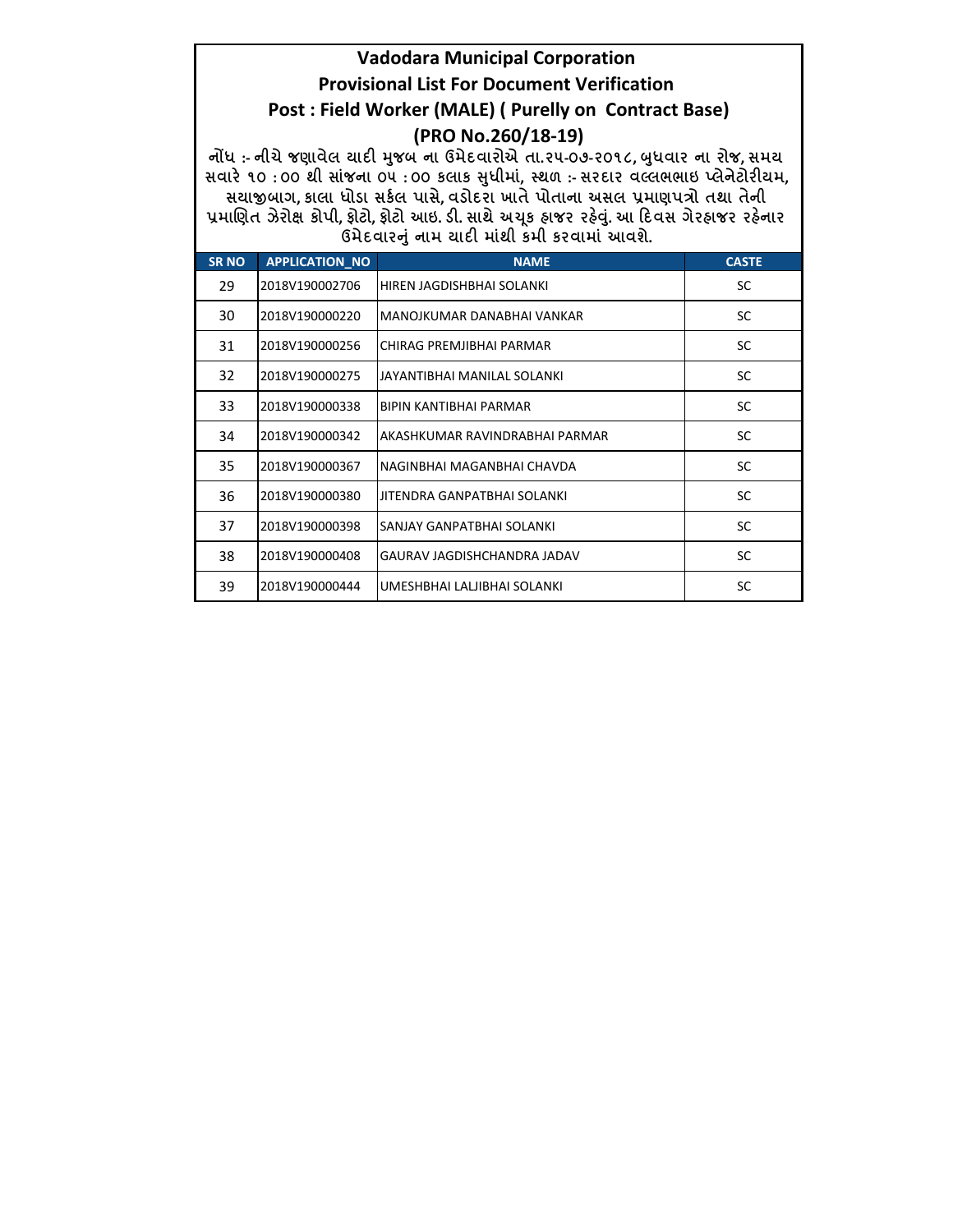# Vadodara Municipal Corporation

## Provisional List For Document Verification

## Post : Field Worker (MALE) ( Purelly on Contract Base)

## (PRO No.260/18-19)

નોંધ :- નીચે જણાવેલ યાદી મુજબ ના ઉમેદવારોએ તા.૨૫-૦૭-૨૦૧૮, બુધવાર ના રોજ, સમય સવારે ૧૦ : ૦૦ થી સાંજના ૦૫ : ૦૦ કલાક સુધીમાં, સ્થળ :- સરદાર વલ્લભભાઇ પ્લેનેટોરીયમ, સયાજીબાગ, કાલા ઘોડા સર્કલ પાસે, વડોદરા ખાતે પોતાના અસલ પ્રમાણપત્રો તથા તેની પ્રમાણિત ઝેરોક્ષ કોપી, ફોટો, ફોટો આઇ. ડી. સાથે અચૂક હાજર રહેવું. આ દિવસ ગેરહાજર રહેનાર ઉમેદવારનું નામ યાદી માંથી કમી કરવામાં આવશે.

| SR NO | APPLICATION_NO | NAME | CASTE |
|---|---|---|---|
| 29 | 2018V190002706 | HIREN JAGDISHBHAI SOLANKI | SC |
| 30 | 2018V190000220 | MANOJKUMAR DANABHAI VANKAR | SC |
| 31 | 2018V190000256 | CHIRAG PREMJIBHAI PARMAR | SC |
| 32 | 2018V190000275 | JAYANTIBHAI MANILAL SOLANKI | SC |
| 33 | 2018V190000338 | BIPIN KANTIBHAI PARMAR | SC |
| 34 | 2018V190000342 | AKASHKUMAR RAVINDRABHAI PARMAR | SC |
| 35 | 2018V190000367 | NAGINBHAI MAGANBHAI CHAVDA | SC |
| 36 | 2018V190000380 | JITENDRA GANPATBHAI SOLANKI | SC |
| 37 | 2018V190000398 | SANJAY GANPATBHAI SOLANKI | SC |
| 38 | 2018V190000408 | GAURAV JAGDISHCHANDRA JADAV | SC |
| 39 | 2018V190000444 | UMESHBHAI LALJIBHAI SOLANKI | SC |